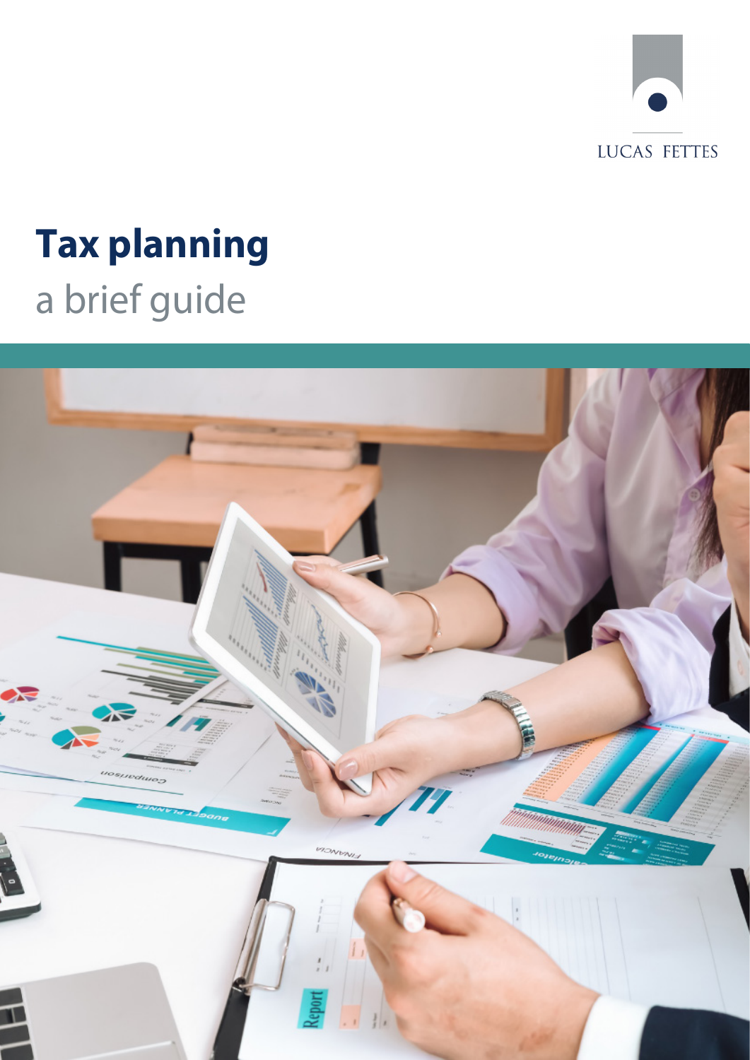LUCAS FETTES

# Tax planning

a brief guide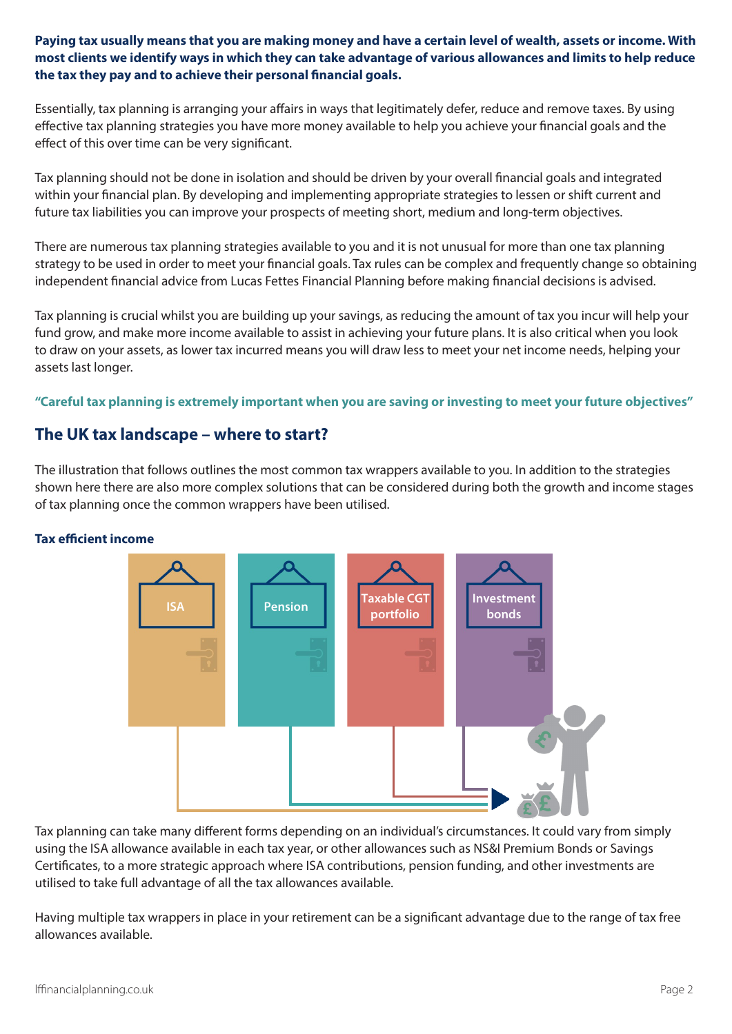**Paying tax usually means that you are making money and have a certain level of wealth, assets or income. With most clients we identify ways in which they can take advantage of various allowances and limits to help reduce the tax they pay and to achieve their personal financial goals.**

Essentially, tax planning is arranging your affairs in ways that legitimately defer, reduce and remove taxes. By using effective tax planning strategies you have more money available to help you achieve your financial goals and the effect of this over time can be very significant.

Tax planning should not be done in isolation and should be driven by your overall financial goals and integrated within your financial plan. By developing and implementing appropriate strategies to lessen or shift current and future tax liabilities you can improve your prospects of meeting short, medium and long-term objectives.

There are numerous tax planning strategies available to you and it is not unusual for more than one tax planning strategy to be used in order to meet your financial goals. Tax rules can be complex and frequently change so obtaining independent financial advice from Lucas Fettes Financial Planning before making financial decisions is advised.

Tax planning is crucial whilst you are building up your savings, as reducing the amount of tax you incur will help your fund grow, and make more income available to assist in achieving your future plans. It is also critical when you look to draw on your assets, as lower tax incurred means you will draw less to meet your net income needs, helping your assets last longer.

**"Careful tax planning is extremely important when you are saving or investing to meet your future objectives"**

## The UK tax landscape – where to start?

The illustration that follows outlines the most common tax wrappers available to you. In addition to the strategies shown here there are also more complex solutions that can be considered during both the growth and income stages of tax planning once the common wrappers have been utilised.

**Tax efficient income**

Tax planning can take many different forms depending on an individual's circumstances. It could vary from simply using the ISA allowance available in each tax year, or other allowances such as NS&I Premium Bonds or Savings Certificates, to a more strategic approach where ISA contributions, pension funding, and other investments are utilised to take full advantage of all the tax allowances available.

Having multiple tax wrappers in place in your retirement can be a significant advantage due to the range of tax free allowances available.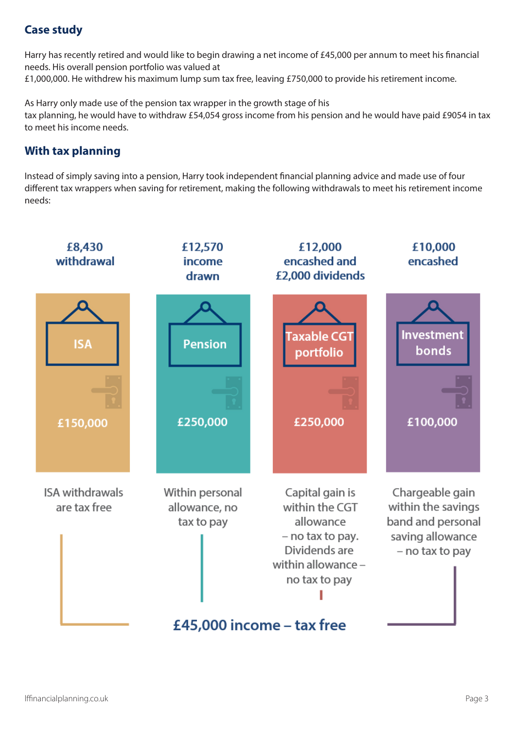## Case study

Harry has recently retired and would like to begin drawing a net income of £45,000 per annum to meet his financial needs. His overall pension portfolio was valued at £1,000,000. He withdrew his maximum lump sum tax free, leaving £750,000 to provide his retirement income.

As Harry only made use of the pension tax wrapper in the growth stage of his tax planning, he would have to withdraw £54,054 gross income from his pension and he would have paid £9054 in tax to meet his income needs.

## With tax planning

Instead of simply saving into a pension, Harry took independent financial planning advice and made use of four different tax wrappers when saving for retirement, making the following withdrawals to meet his retirement income needs:

| ISA | Pension | Taxable CGT portfolio | Investment bonds |
|---|---|---|---|
| £8,430 withdrawal | £12,570 income drawn | £12,000 encashed and £2,000 dividends | £10,000 encashed |
| £150,000 | £250,000 | £250,000 | £100,000 |
| ISA withdrawals are tax free | Within personal allowance, no tax to pay | Capital gain is within the CGT allowance – no tax to pay. Dividends are within allowance – no tax to pay | Chargeable gain within the savings band and personal saving allowance – no tax to pay |

**£45,000 income – tax free**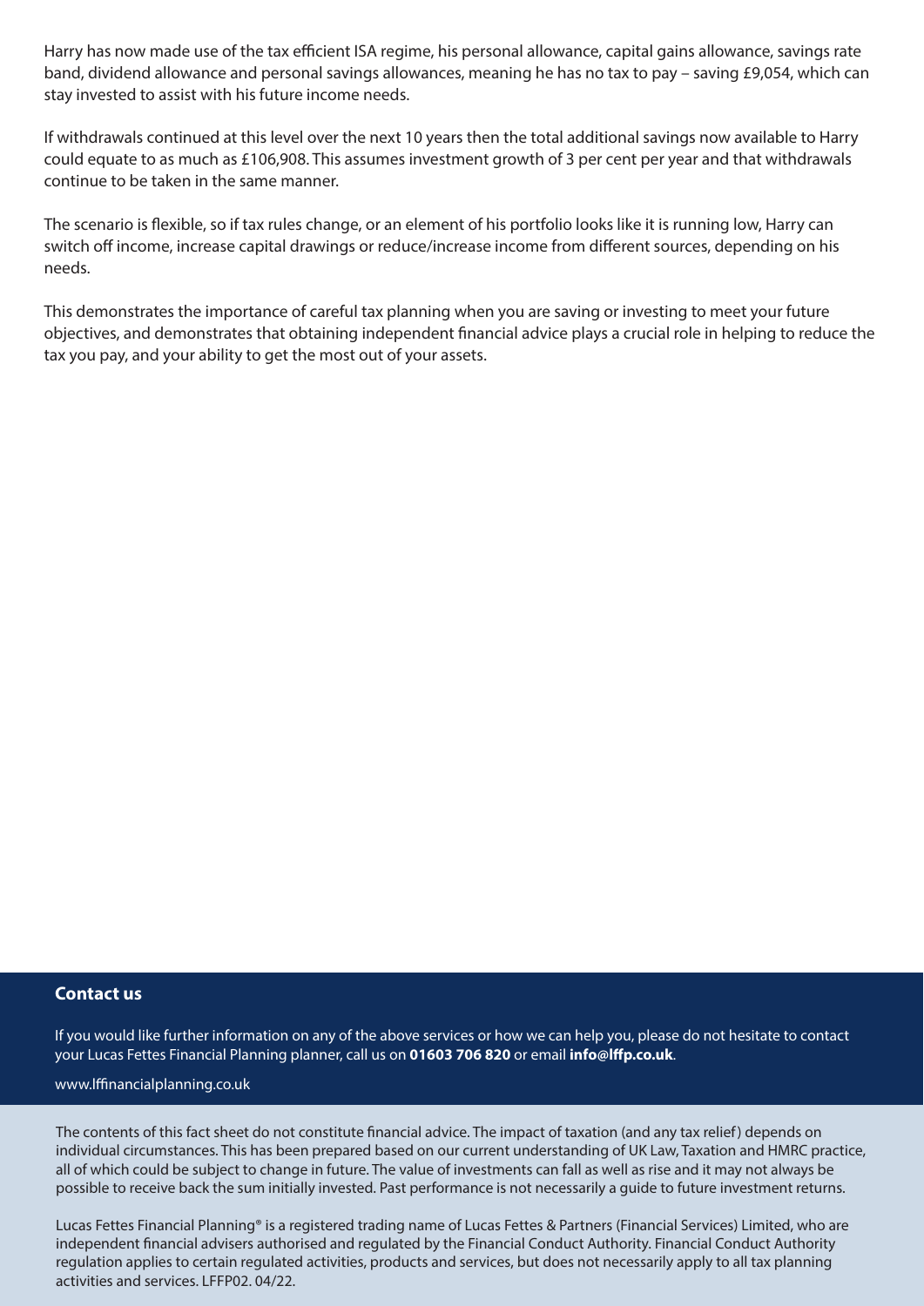Harry has now made use of the tax efficient ISA regime, his personal allowance, capital gains allowance, savings rate band, dividend allowance and personal savings allowances, meaning he has no tax to pay – saving £9,054, which can stay invested to assist with his future income needs.

If withdrawals continued at this level over the next 10 years then the total additional savings now available to Harry could equate to as much as £106,908. This assumes investment growth of 3 per cent per year and that withdrawals continue to be taken in the same manner.

The scenario is flexible, so if tax rules change, or an element of his portfolio looks like it is running low, Harry can switch off income, increase capital drawings or reduce/increase income from different sources, depending on his needs.

This demonstrates the importance of careful tax planning when you are saving or investing to meet your future objectives, and demonstrates that obtaining independent financial advice plays a crucial role in helping to reduce the tax you pay, and your ability to get the most out of your assets.

**Contact us**

If you would like further information on any of the above services or how we can help you, please do not hesitate to contact your Lucas Fettes Financial Planning planner, call us on **01603 706 820** or email **info@lffp.co.uk**.

www.lffinancialplanning.co.uk

The contents of this fact sheet do not constitute financial advice. The impact of taxation (and any tax relief) depends on individual circumstances. This has been prepared based on our current understanding of UK Law, Taxation and HMRC practice, all of which could be subject to change in future. The value of investments can fall as well as rise and it may not always be possible to receive back the sum initially invested. Past performance is not necessarily a guide to future investment returns.

Lucas Fettes Financial Planning® is a registered trading name of Lucas Fettes & Partners (Financial Services) Limited, who are independent financial advisers authorised and regulated by the Financial Conduct Authority. Financial Conduct Authority regulation applies to certain regulated activities, products and services, but does not necessarily apply to all tax planning activities and services. LFFP02. 04/22.